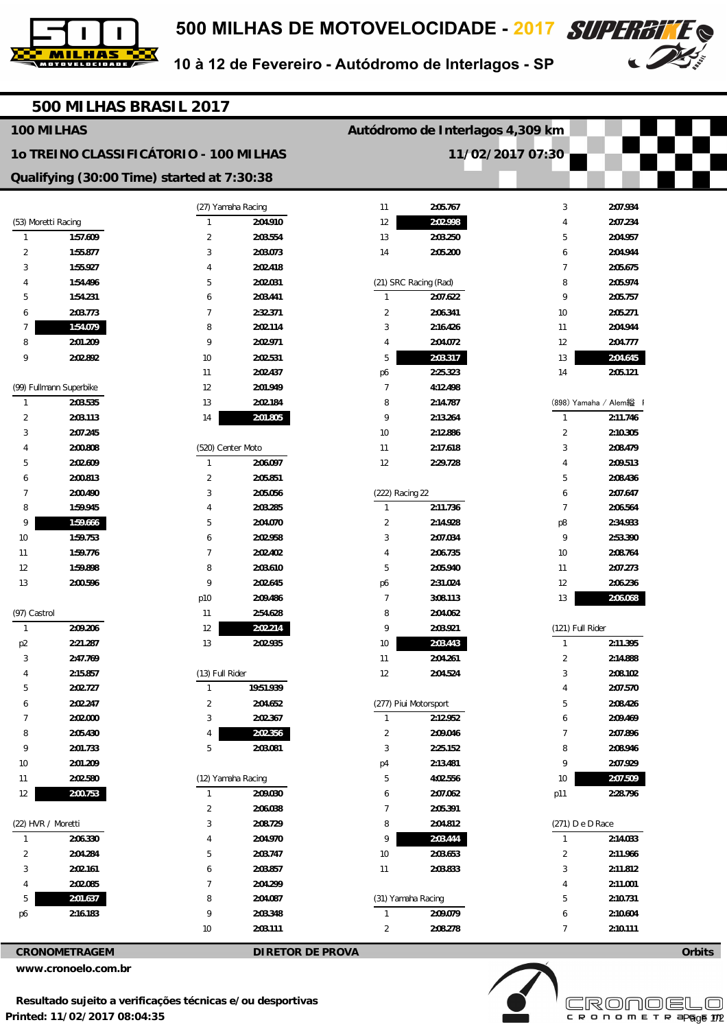# 500 MILHAS DE MOTOVELOCIDADE - 2017

10 à 12 de Fevereiro - Autódromo de Interlagos - SP

## 500 MILHAS BRASIL 2017

**100 MILHAS** — Autódromo de Interlagos 4,309 km

**1o TREINO CLASSIFICÁTORIO - 100 MILHAS** — 11/02/2017 07:30

**Qualifying (30:00 Time) started at 7:30:38**

### (53) Moretti Racing

| Lap | Time |
|---|---|
| 1 | 1:57.609 |
| 2 | 1:55.877 |
| 3 | 1:55.927 |
| 4 | 1:54.496 |
| 5 | 1:54.231 |
| 6 | 2:03.773 |
| 7 | **1:54.079** |
| 8 | 2:01.209 |
| 9 | 2:02.892 |

### (99) Fullmann Superbike

| Lap | Time |
|---|---|
| 1 | 2:03.535 |
| 2 | 2:03.113 |
| 3 | 2:07.245 |
| 4 | 2:00.808 |
| 5 | 2:02.609 |
| 6 | 2:00.813 |
| 7 | 2:00.490 |
| 8 | 1:59.945 |
| 9 | **1:59.666** |
| 10 | 1:59.753 |
| 11 | 1:59.776 |
| 12 | 1:59.898 |
| 13 | 2:00.596 |

### (97) Castrol

| Lap | Time |
|---|---|
| 1 | 2:09.206 |
| p2 | 2:21.287 |
| 3 | 2:47.769 |
| 4 | 2:15.857 |
| 5 | 2:02.727 |
| 6 | 2:02.247 |
| 7 | 2:02.000 |
| 8 | 2:05.430 |
| 9 | 2:01.733 |
| 10 | 2:01.209 |
| 11 | 2:02.580 |
| 12 | **2:00.753** |

### (22) HVR / Moretti

| Lap | Time |
|---|---|
| 1 | 2:06.330 |
| 2 | 2:04.284 |
| 3 | 2:02.161 |
| 4 | 2:02.085 |
| 5 | **2:01.637** |
| p6 | 2:16.183 |

### (27) Yamaha Racing

| Lap | Time |
|---|---|
| 1 | 2:04.910 |
| 2 | 2:03.554 |
| 3 | 2:03.073 |
| 4 | 2:02.418 |
| 5 | 2:02.031 |
| 6 | 2:03.441 |
| 7 | 2:32.371 |
| 8 | 2:02.114 |
| 9 | 2:02.971 |
| 10 | 2:02.531 |
| 11 | 2:02.437 |
| 12 | 2:01.949 |
| 13 | 2:02.184 |
| 14 | **2:01.805** |

### (520) Center Moto

| Lap | Time |
|---|---|
| 1 | 2:06.097 |
| 2 | 2:05.851 |
| 3 | 2:05.056 |
| 4 | 2:03.285 |
| 5 | 2:04.070 |
| 6 | 2:02.958 |
| 7 | 2:02.402 |
| 8 | 2:03.610 |
| 9 | 2:02.645 |
| p10 | 2:09.486 |
| 11 | 2:54.628 |
| 12 | **2:02.214** |
| 13 | 2:02.935 |

### (13) Full Rider

| Lap | Time |
|---|---|
| 1 | 19:51.939 |
| 2 | 2:04.652 |
| 3 | 2:02.367 |
| 4 | **2:02.356** |
| 5 | 2:03.081 |

### (12) Yamaha Racing

| Lap | Time |
|---|---|
| 1 | 2:09.030 |
| 2 | 2:06.038 |
| 3 | 2:08.729 |
| 4 | 2:04.970 |
| 5 | 2:03.747 |
| 6 | 2:03.857 |
| 7 | 2:04.299 |
| 8 | 2:04.087 |
| 9 | 2:03.348 |
| 10 | 2:03.111 |
| 11 | 2:05.767 |
| 12 | **2:02.998** |
| 13 | 2:03.250 |
| 14 | 2:05.200 |

### (21) SRC Racing (Rad)

| Lap | Time |
|---|---|
| 1 | 2:07.622 |
| 2 | 2:06.341 |
| 3 | 2:16.426 |
| 4 | 2:04.072 |
| 5 | **2:03.317** |
| p6 | 2:25.323 |
| 7 | 4:12.498 |
| 8 | 2:14.787 |
| 9 | 2:13.264 |
| 10 | 2:12.886 |
| 11 | 2:17.618 |
| 12 | 2:29.728 |

### (222) Racing 22

| Lap | Time |
|---|---|
| 1 | 2:11.736 |
| 2 | 2:14.928 |
| 3 | 2:07.034 |
| 4 | 2:06.735 |
| 5 | 2:05.940 |
| p6 | 2:31.024 |
| 7 | 3:08.113 |
| 8 | 2:04.062 |
| 9 | 2:03.921 |
| 10 | **2:03.443** |
| 11 | 2:04.261 |
| 12 | 2:04.524 |

### (277) Piui Motorsport

| Lap | Time |
|---|---|
| 1 | 2:12.952 |
| 2 | 2:09.046 |
| 3 | 2:25.152 |
| p4 | 2:13.481 |
| 5 | 4:02.556 |
| 6 | 2:07.062 |
| 7 | 2:05.391 |
| 8 | 2:04.812 |
| 9 | **2:03.444** |
| 10 | 2:03.653 |
| 11 | 2:03.833 |

### (31) Yamaha Racing

| Lap | Time |
|---|---|
| 1 | 2:09.079 |
| 2 | 2:08.278 |
| 3 | 2:07.934 |
| 4 | 2:07.234 |
| 5 | 2:04.957 |
| 6 | 2:04.944 |
| 7 | 2:05.675 |
| 8 | 2:05.974 |
| 9 | 2:05.757 |
| 10 | 2:05.271 |
| 11 | 2:04.944 |
| 12 | 2:04.777 |
| 13 | **2:04.645** |
| 14 | 2:05.121 |

### (898) Yamaha / Alem縋 I

| Lap | Time |
|---|---|
| 1 | 2:11.746 |
| 2 | 2:10.305 |
| 3 | 2:08.479 |
| 4 | 2:09.513 |
| 5 | 2:08.436 |
| 6 | 2:07.647 |
| 7 | 2:06.564 |
| p8 | 2:34.933 |
| 9 | 2:53.390 |
| 10 | 2:08.764 |
| 11 | 2:07.273 |
| 12 | 2:06.236 |
| 13 | **2:06.068** |

### (121) Full Rider

| Lap | Time |
|---|---|
| 1 | 2:11.395 |
| 2 | 2:14.888 |
| 3 | 2:08.102 |
| 4 | 2:07.570 |
| 5 | 2:08.426 |
| 6 | 2:09.469 |
| 7 | 2:07.896 |
| 8 | 2:08.946 |
| 9 | 2:07.929 |
| 10 | **2:07.509** |
| p11 | 2:28.796 |

### (271) D e D Race

| Lap | Time |
|---|---|
| 1 | 2:14.033 |
| 2 | 2:11.966 |
| 3 | 2:11.812 |
| 4 | 2:11.001 |
| 5 | 2:10.731 |
| 6 | 2:10.604 |
| 7 | 2:10.111 |

**CRONOMETRAGEM** — **DIRETOR DE PROVA** — **Orbits**

www.cronoelo.com.br

**Resultado sujeito a verificações técnicas e/ou desportivas**

**Printed: 11/02/2017 08:04:35**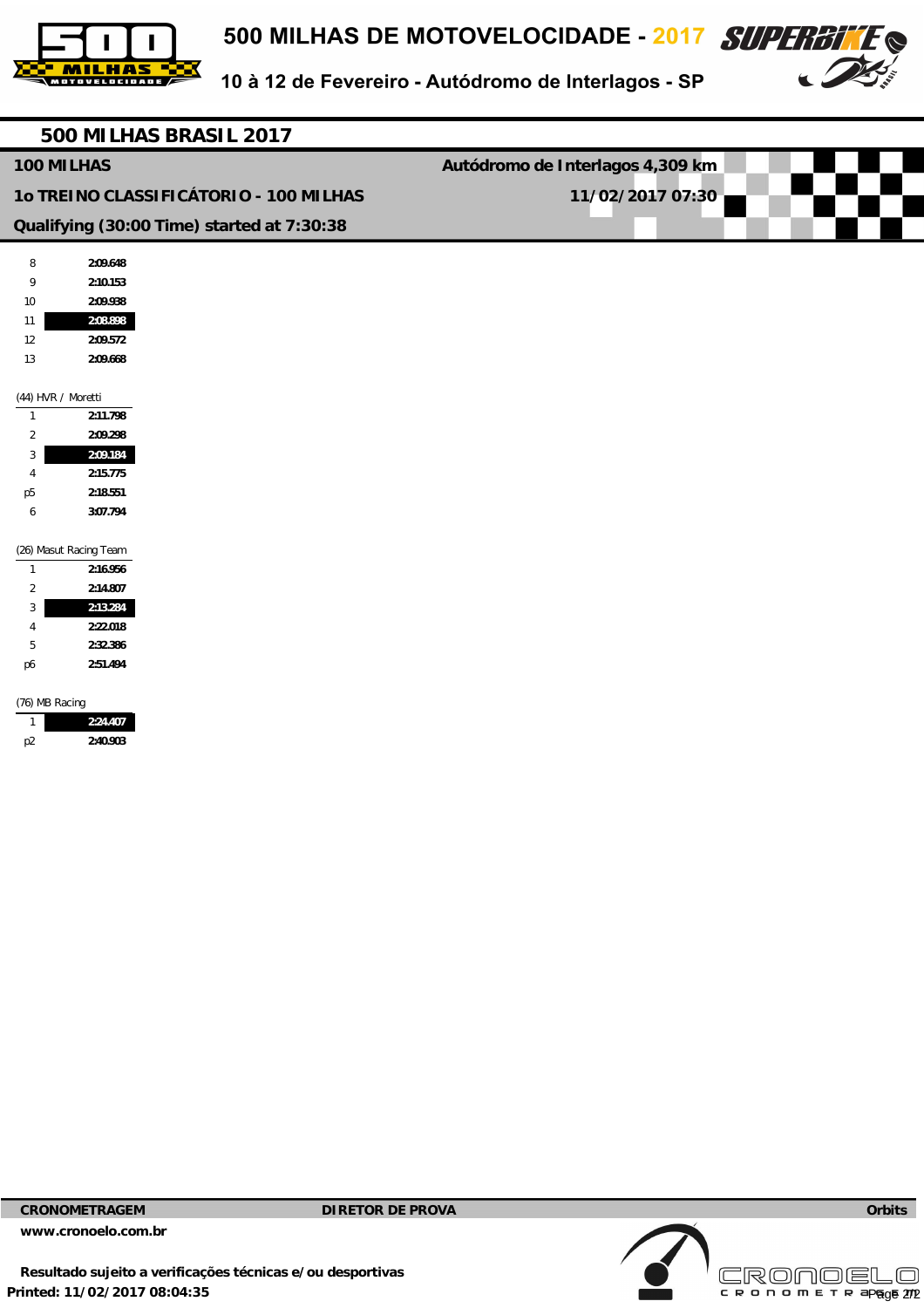# 500 MILHAS DE MOTOVELOCIDADE - 2017

10 à 12 de Fevereiro - Autódromo de Interlagos - SP

## 500 MILHAS BRASIL 2017

**100 MILHAS** — **Autódromo de Interlagos 4,309 km**

**1o TREINO CLASSIFICÁTORIO - 100 MILHAS** — **11/02/2017 07:30**

**Qualifying (30:00 Time) started at 7:30:38**

| | |
|---|---|
| 8 | 2:09.648 |
| 9 | 2:10.153 |
| 10 | 2:09.938 |
| 11 | **2:08.898** |
| 12 | 2:09.572 |
| 13 | 2:09.668 |

(44) HVR / Moretti

| | |
|---|---|
| 1 | 2:11.798 |
| 2 | 2:09.298 |
| 3 | **2:09.184** |
| 4 | 2:15.775 |
| p5 | 2:18.551 |
| 6 | 3:07.794 |

(26) Masut Racing Team

| | |
|---|---|
| 1 | 2:16.956 |
| 2 | 2:14.807 |
| 3 | **2:13.284** |
| 4 | 2:22.018 |
| 5 | 2:32.386 |
| p6 | 2:51.494 |

(76) MB Racing

| | |
|---|---|
| 1 | **2:24.407** |
| p2 | 2:40.903 |

**CRONOMETRAGEM** — **DIRETOR DE PROVA** — **Orbits**

**www.cronoelo.com.br**

**Resultado sujeito a verificações técnicas e/ou desportivas**

**Printed: 11/02/2017 08:04:35**